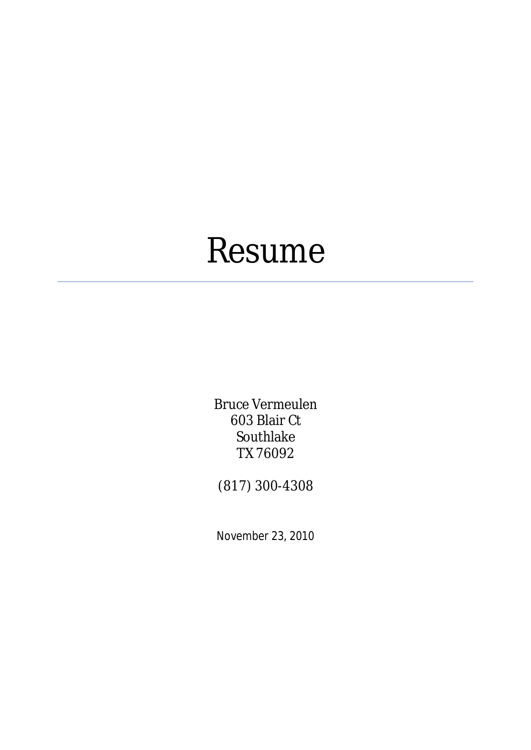# Resume

---

Bruce Vermeulen
603 Blair Ct
Southlake
TX 76092

(817) 300-4308

November 23, 2010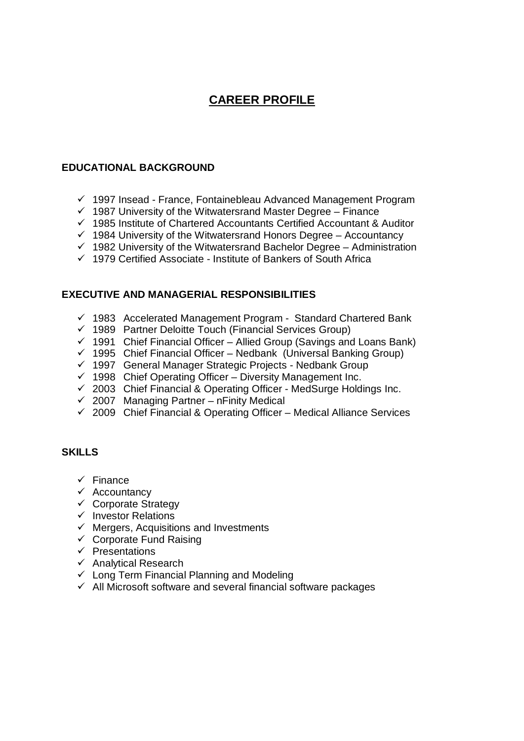# CAREER PROFILE

**EDUCATIONAL BACKGROUND**

- ✓ 1997 Insead - France, Fontainebleau Advanced Management Program
- ✓ 1987 University of the Witwatersrand Master Degree – Finance
- ✓ 1985 Institute of Chartered Accountants Certified Accountant & Auditor
- ✓ 1984 University of the Witwatersrand Honors Degree – Accountancy
- ✓ 1982 University of the Witwatersrand Bachelor Degree – Administration
- ✓ 1979 Certified Associate - Institute of Bankers of South Africa

**EXECUTIVE AND MANAGERIAL RESPONSIBILITIES**

- ✓ 1983 Accelerated Management Program - Standard Chartered Bank
- ✓ 1989 Partner Deloitte Touch (Financial Services Group)
- ✓ 1991 Chief Financial Officer – Allied Group (Savings and Loans Bank)
- ✓ 1995 Chief Financial Officer – Nedbank (Universal Banking Group)
- ✓ 1997 General Manager Strategic Projects - Nedbank Group
- ✓ 1998 Chief Operating Officer – Diversity Management Inc.
- ✓ 2003 Chief Financial & Operating Officer - MedSurge Holdings Inc.
- ✓ 2007 Managing Partner – nFinity Medical
- ✓ 2009 Chief Financial & Operating Officer – Medical Alliance Services

**SKILLS**

- ✓ Finance
- ✓ Accountancy
- ✓ Corporate Strategy
- ✓ Investor Relations
- ✓ Mergers, Acquisitions and Investments
- ✓ Corporate Fund Raising
- ✓ Presentations
- ✓ Analytical Research
- ✓ Long Term Financial Planning and Modeling
- ✓ All Microsoft software and several financial software packages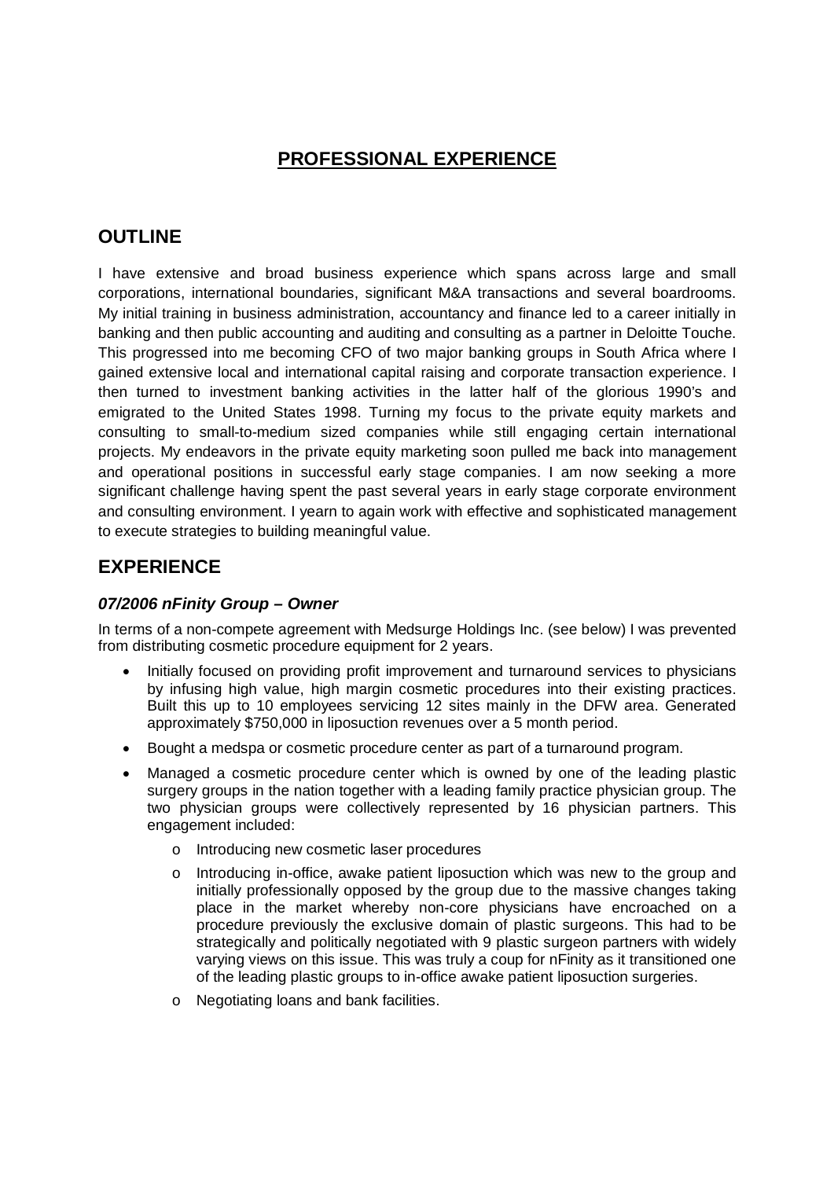# PROFESSIONAL EXPERIENCE

## OUTLINE

I have extensive and broad business experience which spans across large and small corporations, international boundaries, significant M&A transactions and several boardrooms. My initial training in business administration, accountancy and finance led to a career initially in banking and then public accounting and auditing and consulting as a partner in Deloitte Touche. This progressed into me becoming CFO of two major banking groups in South Africa where I gained extensive local and international capital raising and corporate transaction experience. I then turned to investment banking activities in the latter half of the glorious 1990's and emigrated to the United States 1998. Turning my focus to the private equity markets and consulting to small-to-medium sized companies while still engaging certain international projects. My endeavors in the private equity marketing soon pulled me back into management and operational positions in successful early stage companies. I am now seeking a more significant challenge having spent the past several years in early stage corporate environment and consulting environment. I yearn to again work with effective and sophisticated management to execute strategies to building meaningful value.

## EXPERIENCE

### *07/2006 nFinity Group – Owner*

In terms of a non-compete agreement with Medsurge Holdings Inc. (see below) I was prevented from distributing cosmetic procedure equipment for 2 years.

- Initially focused on providing profit improvement and turnaround services to physicians by infusing high value, high margin cosmetic procedures into their existing practices. Built this up to 10 employees servicing 12 sites mainly in the DFW area. Generated approximately $750,000 in liposuction revenues over a 5 month period.
- Bought a medspa or cosmetic procedure center as part of a turnaround program.
- Managed a cosmetic procedure center which is owned by one of the leading plastic surgery groups in the nation together with a leading family practice physician group. The two physician groups were collectively represented by 16 physician partners. This engagement included:
  - Introducing new cosmetic laser procedures
  - Introducing in-office, awake patient liposuction which was new to the group and initially professionally opposed by the group due to the massive changes taking place in the market whereby non-core physicians have encroached on a procedure previously the exclusive domain of plastic surgeons. This had to be strategically and politically negotiated with 9 plastic surgeon partners with widely varying views on this issue. This was truly a coup for nFinity as it transitioned one of the leading plastic groups to in-office awake patient liposuction surgeries.
  - Negotiating loans and bank facilities.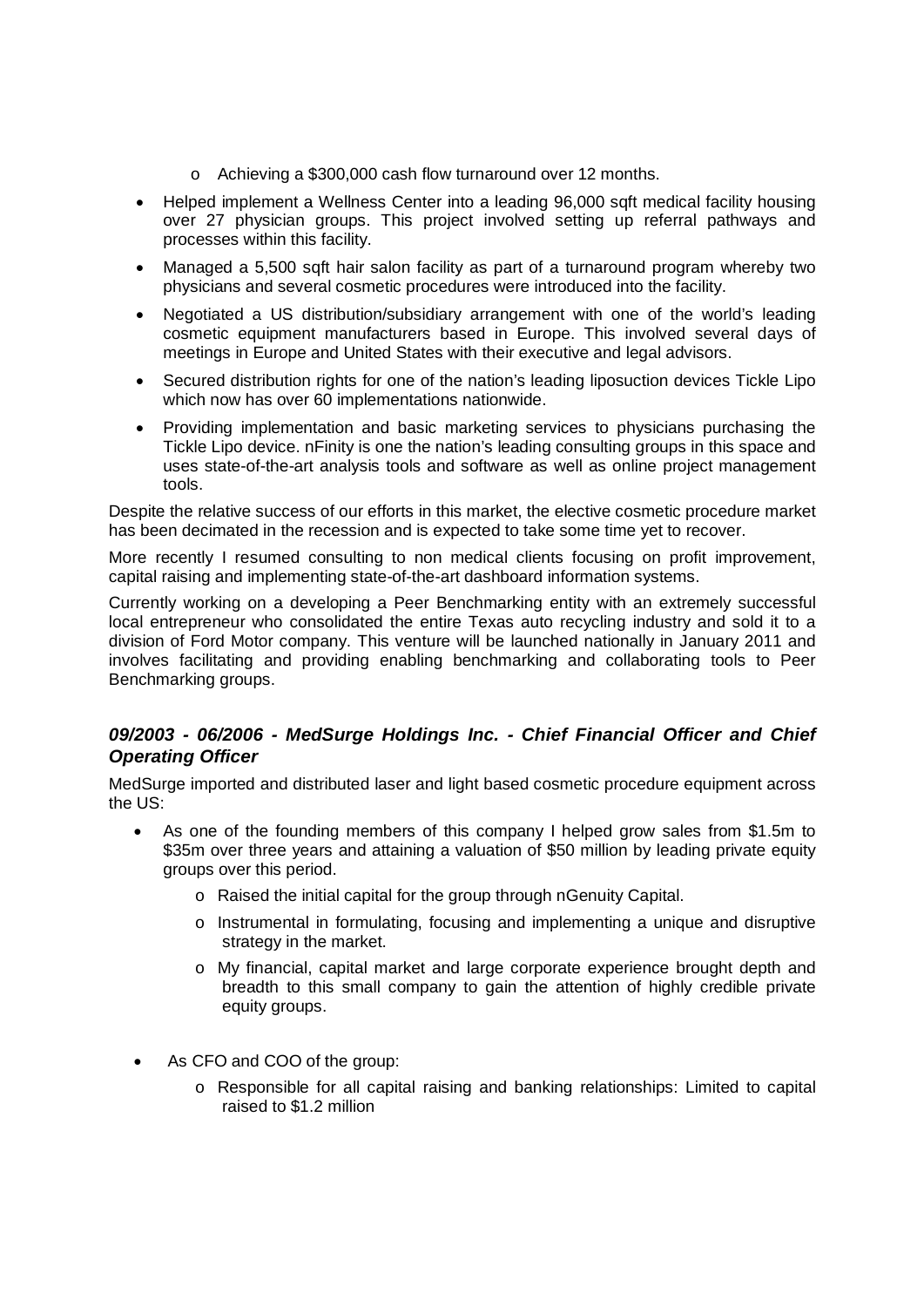- Achieving a $300,000 cash flow turnaround over 12 months.
- Helped implement a Wellness Center into a leading 96,000 sqft medical facility housing over 27 physician groups. This project involved setting up referral pathways and processes within this facility.
- Managed a 5,500 sqft hair salon facility as part of a turnaround program whereby two physicians and several cosmetic procedures were introduced into the facility.
- Negotiated a US distribution/subsidiary arrangement with one of the world's leading cosmetic equipment manufacturers based in Europe. This involved several days of meetings in Europe and United States with their executive and legal advisors.
- Secured distribution rights for one of the nation's leading liposuction devices Tickle Lipo which now has over 60 implementations nationwide.
- Providing implementation and basic marketing services to physicians purchasing the Tickle Lipo device. nFinity is one the nation's leading consulting groups in this space and uses state-of-the-art analysis tools and software as well as online project management tools.

Despite the relative success of our efforts in this market, the elective cosmetic procedure market has been decimated in the recession and is expected to take some time yet to recover.

More recently I resumed consulting to non medical clients focusing on profit improvement, capital raising and implementing state-of-the-art dashboard information systems.

Currently working on a developing a Peer Benchmarking entity with an extremely successful local entrepreneur who consolidated the entire Texas auto recycling industry and sold it to a division of Ford Motor company. This venture will be launched nationally in January 2011 and involves facilitating and providing enabling benchmarking and collaborating tools to Peer Benchmarking groups.

### ***09/2003 - 06/2006 - MedSurge Holdings Inc. - Chief Financial Officer and Chief Operating Officer***

MedSurge imported and distributed laser and light based cosmetic procedure equipment across the US:

- As one of the founding members of this company I helped grow sales from $1.5m to $35m over three years and attaining a valuation of $50 million by leading private equity groups over this period.
    - Raised the initial capital for the group through nGenuity Capital.
    - Instrumental in formulating, focusing and implementing a unique and disruptive strategy in the market.
    - My financial, capital market and large corporate experience brought depth and breadth to this small company to gain the attention of highly credible private equity groups.

- As CFO and COO of the group:
    - Responsible for all capital raising and banking relationships: Limited to capital raised to $1.2 million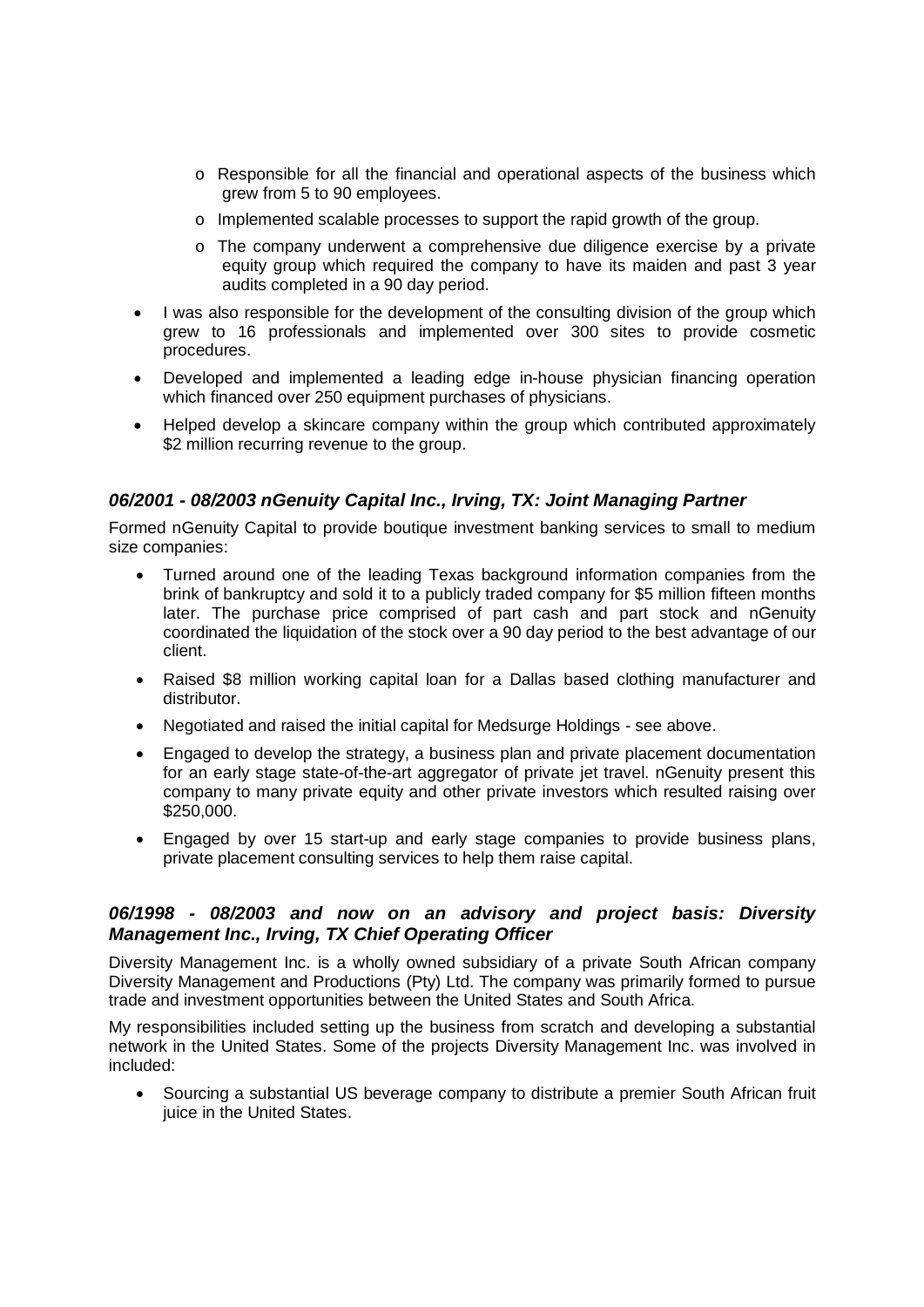- Responsible for all the financial and operational aspects of the business which grew from 5 to 90 employees.
    - Implemented scalable processes to support the rapid growth of the group.
    - The company underwent a comprehensive due diligence exercise by a private equity group which required the company to have its maiden and past 3 year audits completed in a 90 day period.
- I was also responsible for the development of the consulting division of the group which grew to 16 professionals and implemented over 300 sites to provide cosmetic procedures.
- Developed and implemented a leading edge in-house physician financing operation which financed over 250 equipment purchases of physicians.
- Helped develop a skincare company within the group which contributed approximately $2 million recurring revenue to the group.

### ***06/2001 - 08/2003 nGenuity Capital Inc., Irving, TX: Joint Managing Partner***

Formed nGenuity Capital to provide boutique investment banking services to small to medium size companies:

- Turned around one of the leading Texas background information companies from the brink of bankruptcy and sold it to a publicly traded company for $5 million fifteen months later. The purchase price comprised of part cash and part stock and nGenuity coordinated the liquidation of the stock over a 90 day period to the best advantage of our client.
- Raised $8 million working capital loan for a Dallas based clothing manufacturer and distributor.
- Negotiated and raised the initial capital for Medsurge Holdings - see above.
- Engaged to develop the strategy, a business plan and private placement documentation for an early stage state-of-the-art aggregator of private jet travel. nGenuity present this company to many private equity and other private investors which resulted raising over $250,000.
- Engaged by over 15 start-up and early stage companies to provide business plans, private placement consulting services to help them raise capital.

### ***06/1998 - 08/2003 and now on an advisory and project basis: Diversity Management Inc., Irving, TX Chief Operating Officer***

Diversity Management Inc. is a wholly owned subsidiary of a private South African company Diversity Management and Productions (Pty) Ltd. The company was primarily formed to pursue trade and investment opportunities between the United States and South Africa.

My responsibilities included setting up the business from scratch and developing a substantial network in the United States. Some of the projects Diversity Management Inc. was involved in included:

- Sourcing a substantial US beverage company to distribute a premier South African fruit juice in the United States.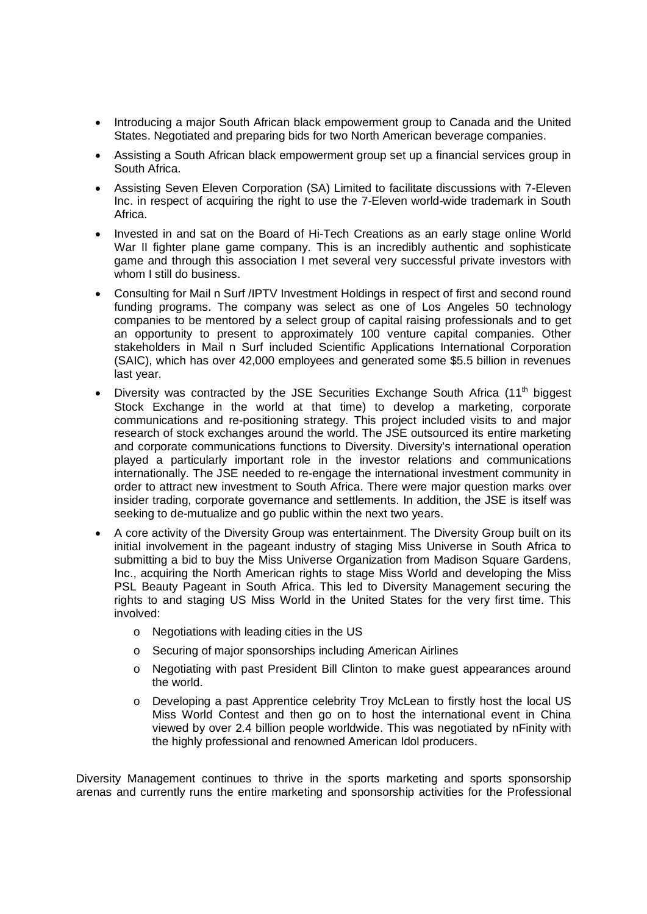- Introducing a major South African black empowerment group to Canada and the United States. Negotiated and preparing bids for two North American beverage companies.
- Assisting a South African black empowerment group set up a financial services group in South Africa.
- Assisting Seven Eleven Corporation (SA) Limited to facilitate discussions with 7-Eleven Inc. in respect of acquiring the right to use the 7-Eleven world-wide trademark in South Africa.
- Invested in and sat on the Board of Hi-Tech Creations as an early stage online World War II fighter plane game company. This is an incredibly authentic and sophisticate game and through this association I met several very successful private investors with whom I still do business.
- Consulting for Mail n Surf /IPTV Investment Holdings in respect of first and second round funding programs. The company was select as one of Los Angeles 50 technology companies to be mentored by a select group of capital raising professionals and to get an opportunity to present to approximately 100 venture capital companies. Other stakeholders in Mail n Surf included Scientific Applications International Corporation (SAIC), which has over 42,000 employees and generated some $5.5 billion in revenues last year.
- Diversity was contracted by the JSE Securities Exchange South Africa (11th biggest Stock Exchange in the world at that time) to develop a marketing, corporate communications and re-positioning strategy. This project included visits to and major research of stock exchanges around the world. The JSE outsourced its entire marketing and corporate communications functions to Diversity. Diversity's international operation played a particularly important role in the investor relations and communications internationally. The JSE needed to re-engage the international investment community in order to attract new investment to South Africa. There were major question marks over insider trading, corporate governance and settlements. In addition, the JSE is itself was seeking to de-mutualize and go public within the next two years.
- A core activity of the Diversity Group was entertainment. The Diversity Group built on its initial involvement in the pageant industry of staging Miss Universe in South Africa to submitting a bid to buy the Miss Universe Organization from Madison Square Gardens, Inc., acquiring the North American rights to stage Miss World and developing the Miss PSL Beauty Pageant in South Africa. This led to Diversity Management securing the rights to and staging US Miss World in the United States for the very first time. This involved:
  - Negotiations with leading cities in the US
  - Securing of major sponsorships including American Airlines
  - Negotiating with past President Bill Clinton to make guest appearances around the world.
  - Developing a past Apprentice celebrity Troy McLean to firstly host the local US Miss World Contest and then go on to host the international event in China viewed by over 2.4 billion people worldwide. This was negotiated by nFinity with the highly professional and renowned American Idol producers.

Diversity Management continues to thrive in the sports marketing and sports sponsorship arenas and currently runs the entire marketing and sponsorship activities for the Professional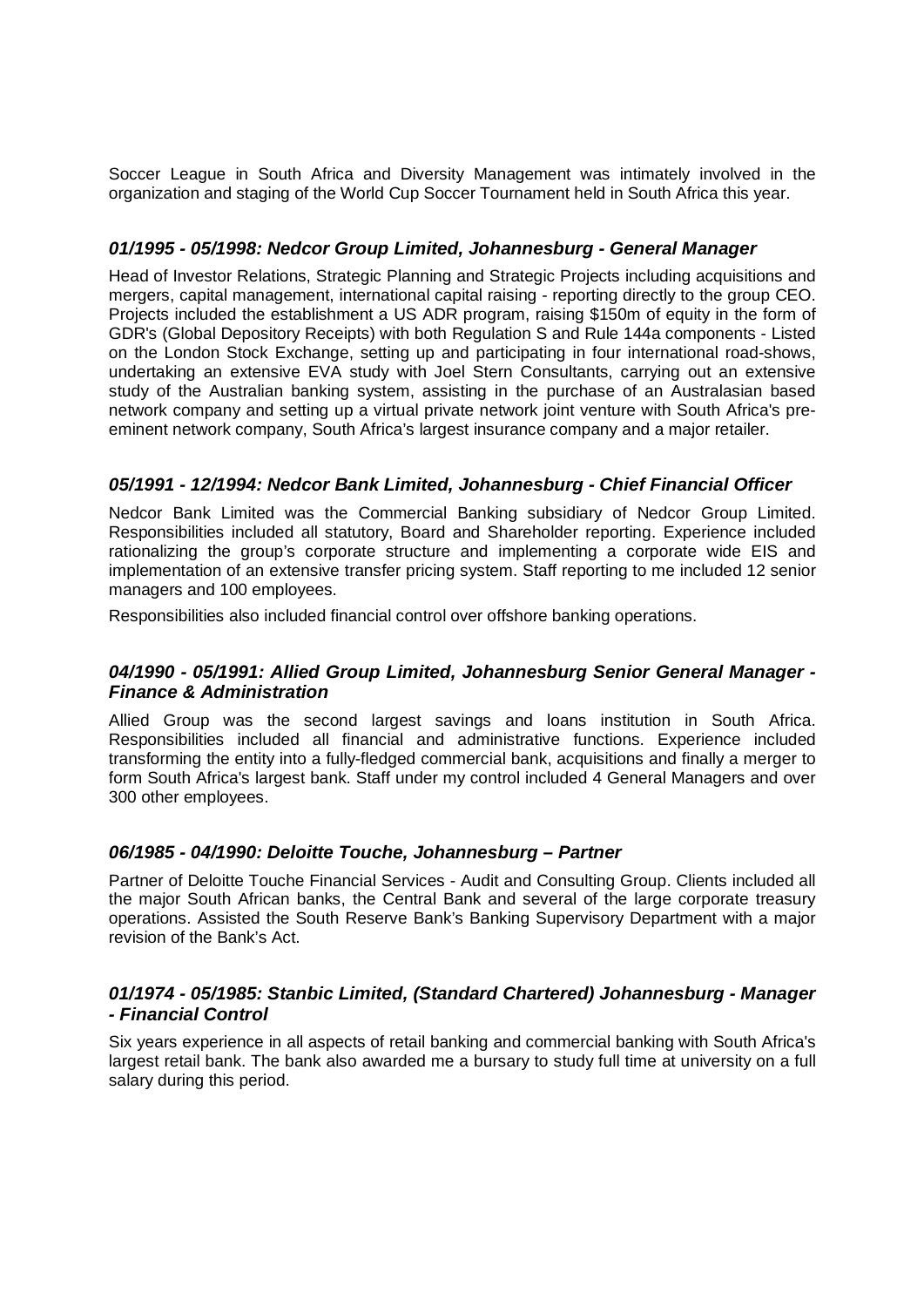Soccer League in South Africa and Diversity Management was intimately involved in the organization and staging of the World Cup Soccer Tournament held in South Africa this year.

### ***01/1995 - 05/1998: Nedcor Group Limited, Johannesburg - General Manager***

Head of Investor Relations, Strategic Planning and Strategic Projects including acquisitions and mergers, capital management, international capital raising - reporting directly to the group CEO. Projects included the establishment a US ADR program, raising $150m of equity in the form of GDR's (Global Depository Receipts) with both Regulation S and Rule 144a components - Listed on the London Stock Exchange, setting up and participating in four international road-shows, undertaking an extensive EVA study with Joel Stern Consultants, carrying out an extensive study of the Australian banking system, assisting in the purchase of an Australasian based network company and setting up a virtual private network joint venture with South Africa's pre-eminent network company, South Africa's largest insurance company and a major retailer.

### ***05/1991 - 12/1994: Nedcor Bank Limited, Johannesburg - Chief Financial Officer***

Nedcor Bank Limited was the Commercial Banking subsidiary of Nedcor Group Limited. Responsibilities included all statutory, Board and Shareholder reporting. Experience included rationalizing the group's corporate structure and implementing a corporate wide EIS and implementation of an extensive transfer pricing system. Staff reporting to me included 12 senior managers and 100 employees.

Responsibilities also included financial control over offshore banking operations.

### ***04/1990 - 05/1991: Allied Group Limited, Johannesburg Senior General Manager - Finance & Administration***

Allied Group was the second largest savings and loans institution in South Africa. Responsibilities included all financial and administrative functions. Experience included transforming the entity into a fully-fledged commercial bank, acquisitions and finally a merger to form South Africa's largest bank. Staff under my control included 4 General Managers and over 300 other employees.

### ***06/1985 - 04/1990: Deloitte Touche, Johannesburg – Partner***

Partner of Deloitte Touche Financial Services - Audit and Consulting Group. Clients included all the major South African banks, the Central Bank and several of the large corporate treasury operations. Assisted the South Reserve Bank's Banking Supervisory Department with a major revision of the Bank's Act.

### ***01/1974 - 05/1985: Stanbic Limited, (Standard Chartered) Johannesburg - Manager - Financial Control***

Six years experience in all aspects of retail banking and commercial banking with South Africa's largest retail bank. The bank also awarded me a bursary to study full time at university on a full salary during this period.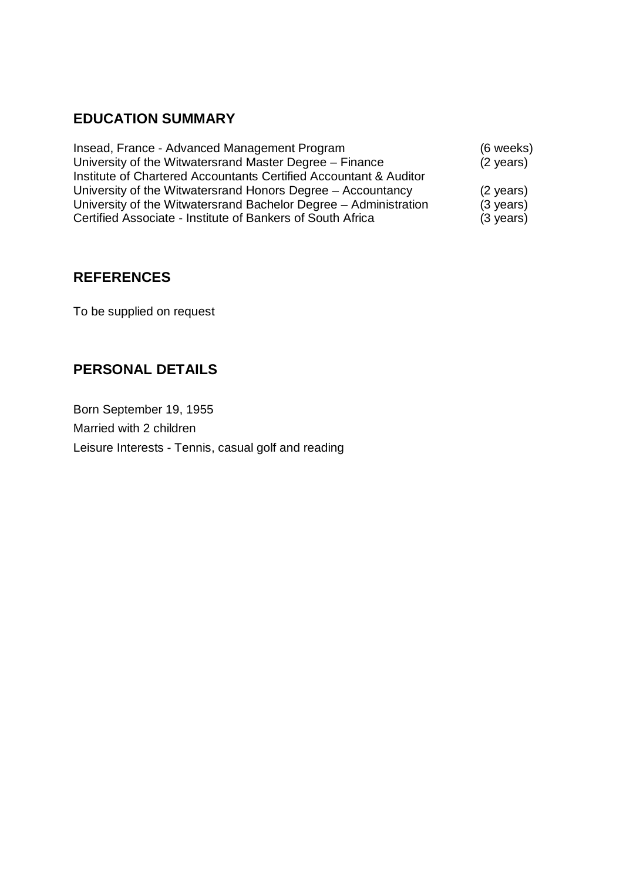## EDUCATION SUMMARY

| | |
|---|---|
| Insead, France - Advanced Management Program | (6 weeks) |
| University of the Witwatersrand Master Degree – Finance | (2 years) |
| Institute of Chartered Accountants Certified Accountant & Auditor | |
| University of the Witwatersrand Honors Degree – Accountancy | (2 years) |
| University of the Witwatersrand Bachelor Degree – Administration | (3 years) |
| Certified Associate - Institute of Bankers of South Africa | (3 years) |

## REFERENCES

To be supplied on request

## PERSONAL DETAILS

Born September 19, 1955

Married with 2 children

Leisure Interests - Tennis, casual golf and reading